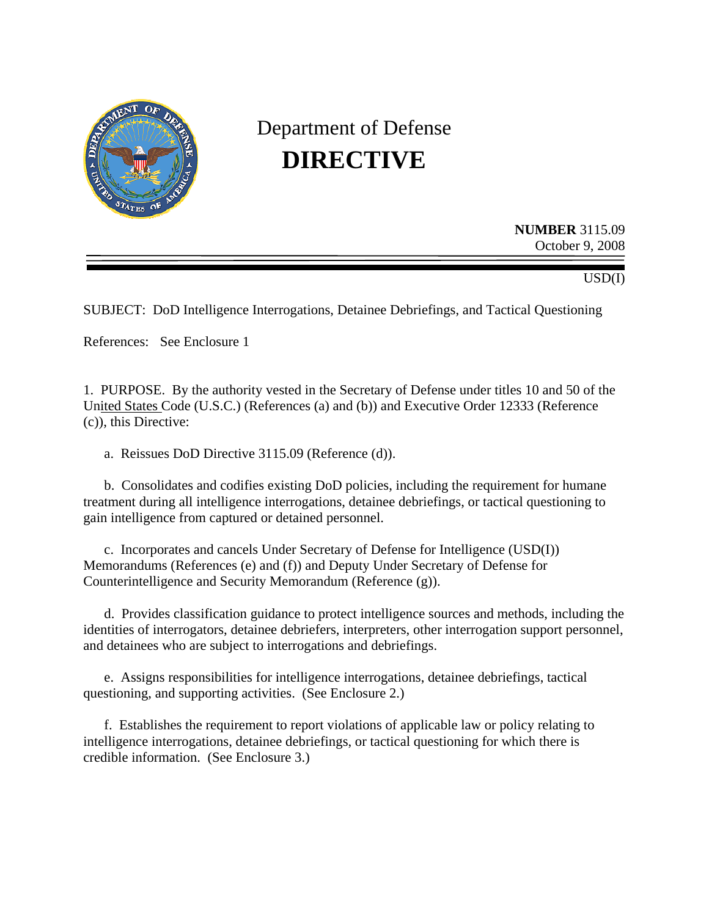# Department of Defense

# DIRECTIVE

**NUMBER** 3115.09
October 9, 2008

USD(I)

SUBJECT: DoD Intelligence Interrogations, Detainee Debriefings, and Tactical Questioning

References: See Enclosure 1

1. PURPOSE. By the authority vested in the Secretary of Defense under titles 10 and 50 of the United States Code (U.S.C.) (References (a) and (b)) and Executive Order 12333 (Reference (c)), this Directive:

   a. Reissues DoD Directive 3115.09 (Reference (d)).

   b. Consolidates and codifies existing DoD policies, including the requirement for humane treatment during all intelligence interrogations, detainee debriefings, or tactical questioning to gain intelligence from captured or detained personnel.

   c. Incorporates and cancels Under Secretary of Defense for Intelligence (USD(I)) Memorandums (References (e) and (f)) and Deputy Under Secretary of Defense for Counterintelligence and Security Memorandum (Reference (g)).

   d. Provides classification guidance to protect intelligence sources and methods, including the identities of interrogators, detainee debriefers, interpreters, other interrogation support personnel, and detainees who are subject to interrogations and debriefings.

   e. Assigns responsibilities for intelligence interrogations, detainee debriefings, tactical questioning, and supporting activities. (See Enclosure 2.)

   f. Establishes the requirement to report violations of applicable law or policy relating to intelligence interrogations, detainee debriefings, or tactical questioning for which there is credible information. (See Enclosure 3.)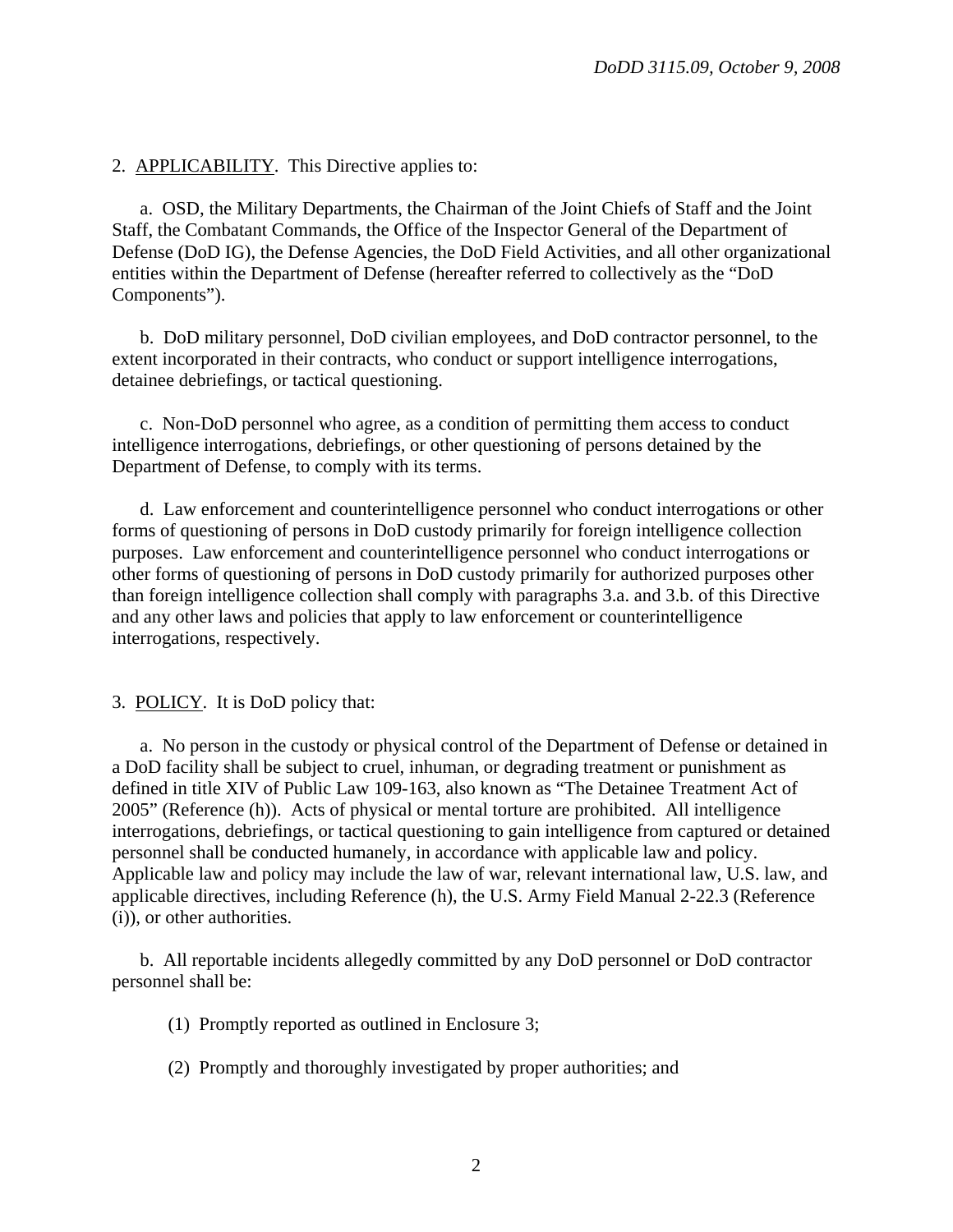2. APPLICABILITY. This Directive applies to:

a. OSD, the Military Departments, the Chairman of the Joint Chiefs of Staff and the Joint Staff, the Combatant Commands, the Office of the Inspector General of the Department of Defense (DoD IG), the Defense Agencies, the DoD Field Activities, and all other organizational entities within the Department of Defense (hereafter referred to collectively as the "DoD Components").

b. DoD military personnel, DoD civilian employees, and DoD contractor personnel, to the extent incorporated in their contracts, who conduct or support intelligence interrogations, detainee debriefings, or tactical questioning.

c. Non-DoD personnel who agree, as a condition of permitting them access to conduct intelligence interrogations, debriefings, or other questioning of persons detained by the Department of Defense, to comply with its terms.

d. Law enforcement and counterintelligence personnel who conduct interrogations or other forms of questioning of persons in DoD custody primarily for foreign intelligence collection purposes. Law enforcement and counterintelligence personnel who conduct interrogations or other forms of questioning of persons in DoD custody primarily for authorized purposes other than foreign intelligence collection shall comply with paragraphs 3.a. and 3.b. of this Directive and any other laws and policies that apply to law enforcement or counterintelligence interrogations, respectively.

3. POLICY. It is DoD policy that:

a. No person in the custody or physical control of the Department of Defense or detained in a DoD facility shall be subject to cruel, inhuman, or degrading treatment or punishment as defined in title XIV of Public Law 109-163, also known as "The Detainee Treatment Act of 2005" (Reference (h)). Acts of physical or mental torture are prohibited. All intelligence interrogations, debriefings, or tactical questioning to gain intelligence from captured or detained personnel shall be conducted humanely, in accordance with applicable law and policy. Applicable law and policy may include the law of war, relevant international law, U.S. law, and applicable directives, including Reference (h), the U.S. Army Field Manual 2-22.3 (Reference (i)), or other authorities.

b. All reportable incidents allegedly committed by any DoD personnel or DoD contractor personnel shall be:

(1) Promptly reported as outlined in Enclosure 3;

(2) Promptly and thoroughly investigated by proper authorities; and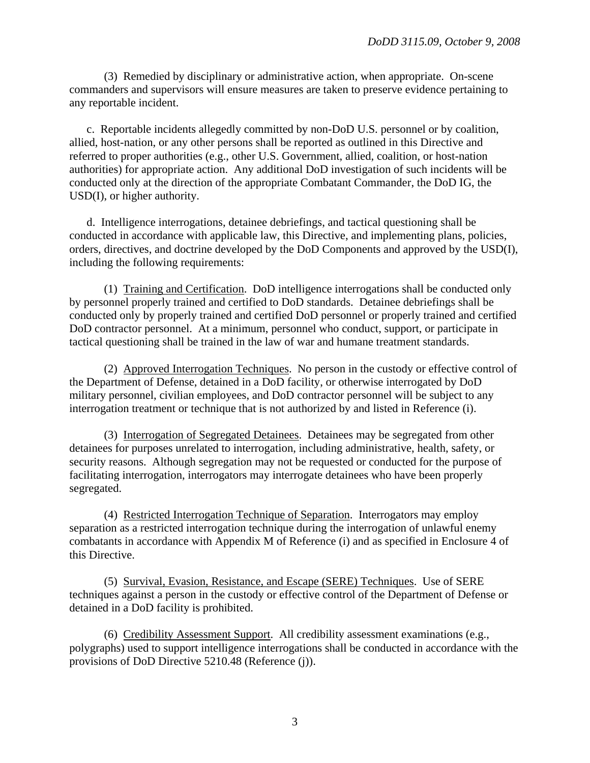(3) Remedied by disciplinary or administrative action, when appropriate. On-scene commanders and supervisors will ensure measures are taken to preserve evidence pertaining to any reportable incident.

c. Reportable incidents allegedly committed by non-DoD U.S. personnel or by coalition, allied, host-nation, or any other persons shall be reported as outlined in this Directive and referred to proper authorities (e.g., other U.S. Government, allied, coalition, or host-nation authorities) for appropriate action. Any additional DoD investigation of such incidents will be conducted only at the direction of the appropriate Combatant Commander, the DoD IG, the USD(I), or higher authority.

d. Intelligence interrogations, detainee debriefings, and tactical questioning shall be conducted in accordance with applicable law, this Directive, and implementing plans, policies, orders, directives, and doctrine developed by the DoD Components and approved by the USD(I), including the following requirements:

(1) Training and Certification. DoD intelligence interrogations shall be conducted only by personnel properly trained and certified to DoD standards. Detainee debriefings shall be conducted only by properly trained and certified DoD personnel or properly trained and certified DoD contractor personnel. At a minimum, personnel who conduct, support, or participate in tactical questioning shall be trained in the law of war and humane treatment standards.

(2) Approved Interrogation Techniques. No person in the custody or effective control of the Department of Defense, detained in a DoD facility, or otherwise interrogated by DoD military personnel, civilian employees, and DoD contractor personnel will be subject to any interrogation treatment or technique that is not authorized by and listed in Reference (i).

(3) Interrogation of Segregated Detainees. Detainees may be segregated from other detainees for purposes unrelated to interrogation, including administrative, health, safety, or security reasons. Although segregation may not be requested or conducted for the purpose of facilitating interrogation, interrogators may interrogate detainees who have been properly segregated.

(4) Restricted Interrogation Technique of Separation. Interrogators may employ separation as a restricted interrogation technique during the interrogation of unlawful enemy combatants in accordance with Appendix M of Reference (i) and as specified in Enclosure 4 of this Directive.

(5) Survival, Evasion, Resistance, and Escape (SERE) Techniques. Use of SERE techniques against a person in the custody or effective control of the Department of Defense or detained in a DoD facility is prohibited.

(6) Credibility Assessment Support. All credibility assessment examinations (e.g., polygraphs) used to support intelligence interrogations shall be conducted in accordance with the provisions of DoD Directive 5210.48 (Reference (j)).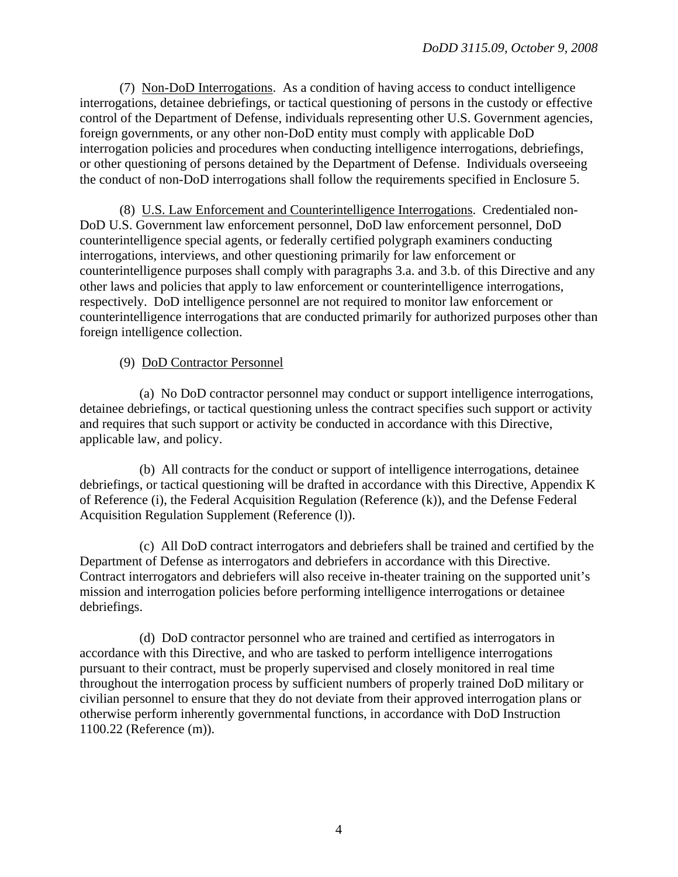(7) Non-DoD Interrogations. As a condition of having access to conduct intelligence interrogations, detainee debriefings, or tactical questioning of persons in the custody or effective control of the Department of Defense, individuals representing other U.S. Government agencies, foreign governments, or any other non-DoD entity must comply with applicable DoD interrogation policies and procedures when conducting intelligence interrogations, debriefings, or other questioning of persons detained by the Department of Defense. Individuals overseeing the conduct of non-DoD interrogations shall follow the requirements specified in Enclosure 5.

(8) U.S. Law Enforcement and Counterintelligence Interrogations. Credentialed non-DoD U.S. Government law enforcement personnel, DoD law enforcement personnel, DoD counterintelligence special agents, or federally certified polygraph examiners conducting interrogations, interviews, and other questioning primarily for law enforcement or counterintelligence purposes shall comply with paragraphs 3.a. and 3.b. of this Directive and any other laws and policies that apply to law enforcement or counterintelligence interrogations, respectively. DoD intelligence personnel are not required to monitor law enforcement or counterintelligence interrogations that are conducted primarily for authorized purposes other than foreign intelligence collection.

(9) DoD Contractor Personnel

(a) No DoD contractor personnel may conduct or support intelligence interrogations, detainee debriefings, or tactical questioning unless the contract specifies such support or activity and requires that such support or activity be conducted in accordance with this Directive, applicable law, and policy.

(b) All contracts for the conduct or support of intelligence interrogations, detainee debriefings, or tactical questioning will be drafted in accordance with this Directive, Appendix K of Reference (i), the Federal Acquisition Regulation (Reference (k)), and the Defense Federal Acquisition Regulation Supplement (Reference (l)).

(c) All DoD contract interrogators and debriefers shall be trained and certified by the Department of Defense as interrogators and debriefers in accordance with this Directive. Contract interrogators and debriefers will also receive in-theater training on the supported unit's mission and interrogation policies before performing intelligence interrogations or detainee debriefings.

(d) DoD contractor personnel who are trained and certified as interrogators in accordance with this Directive, and who are tasked to perform intelligence interrogations pursuant to their contract, must be properly supervised and closely monitored in real time throughout the interrogation process by sufficient numbers of properly trained DoD military or civilian personnel to ensure that they do not deviate from their approved interrogation plans or otherwise perform inherently governmental functions, in accordance with DoD Instruction 1100.22 (Reference (m)).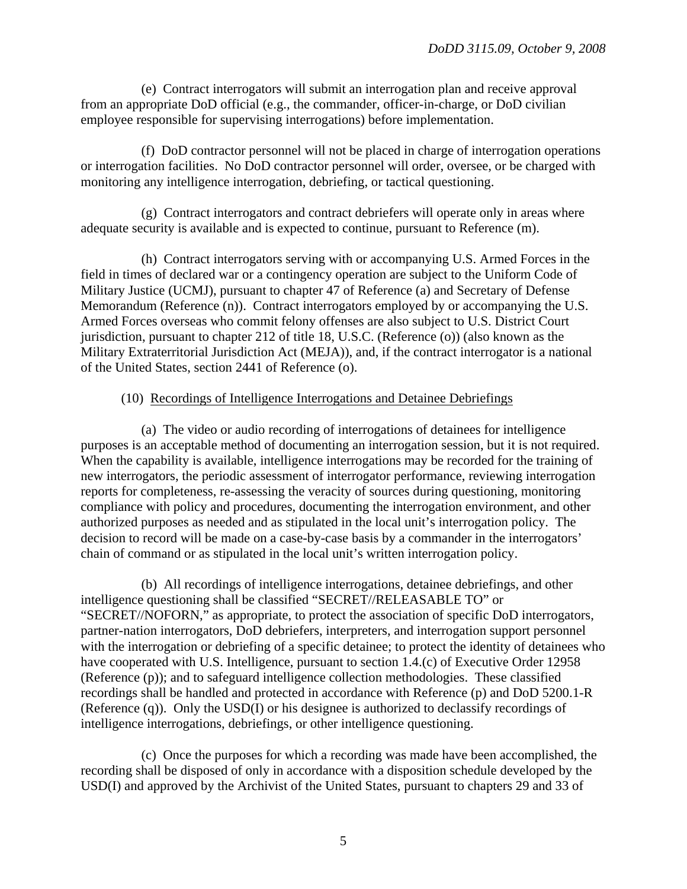(e) Contract interrogators will submit an interrogation plan and receive approval from an appropriate DoD official (e.g., the commander, officer-in-charge, or DoD civilian employee responsible for supervising interrogations) before implementation.

(f) DoD contractor personnel will not be placed in charge of interrogation operations or interrogation facilities. No DoD contractor personnel will order, oversee, or be charged with monitoring any intelligence interrogation, debriefing, or tactical questioning.

(g) Contract interrogators and contract debriefers will operate only in areas where adequate security is available and is expected to continue, pursuant to Reference (m).

(h) Contract interrogators serving with or accompanying U.S. Armed Forces in the field in times of declared war or a contingency operation are subject to the Uniform Code of Military Justice (UCMJ), pursuant to chapter 47 of Reference (a) and Secretary of Defense Memorandum (Reference (n)). Contract interrogators employed by or accompanying the U.S. Armed Forces overseas who commit felony offenses are also subject to U.S. District Court jurisdiction, pursuant to chapter 212 of title 18, U.S.C. (Reference (o)) (also known as the Military Extraterritorial Jurisdiction Act (MEJA)), and, if the contract interrogator is a national of the United States, section 2441 of Reference (o).

(10) Recordings of Intelligence Interrogations and Detainee Debriefings

(a) The video or audio recording of interrogations of detainees for intelligence purposes is an acceptable method of documenting an interrogation session, but it is not required. When the capability is available, intelligence interrogations may be recorded for the training of new interrogators, the periodic assessment of interrogator performance, reviewing interrogation reports for completeness, re-assessing the veracity of sources during questioning, monitoring compliance with policy and procedures, documenting the interrogation environment, and other authorized purposes as needed and as stipulated in the local unit's interrogation policy. The decision to record will be made on a case-by-case basis by a commander in the interrogators' chain of command or as stipulated in the local unit's written interrogation policy.

(b) All recordings of intelligence interrogations, detainee debriefings, and other intelligence questioning shall be classified "SECRET//RELEASABLE TO" or "SECRET//NOFORN," as appropriate, to protect the association of specific DoD interrogators, partner-nation interrogators, DoD debriefers, interpreters, and interrogation support personnel with the interrogation or debriefing of a specific detainee; to protect the identity of detainees who have cooperated with U.S. Intelligence, pursuant to section 1.4.(c) of Executive Order 12958 (Reference (p)); and to safeguard intelligence collection methodologies. These classified recordings shall be handled and protected in accordance with Reference (p) and DoD 5200.1-R (Reference (q)). Only the USD(I) or his designee is authorized to declassify recordings of intelligence interrogations, debriefings, or other intelligence questioning.

(c) Once the purposes for which a recording was made have been accomplished, the recording shall be disposed of only in accordance with a disposition schedule developed by the USD(I) and approved by the Archivist of the United States, pursuant to chapters 29 and 33 of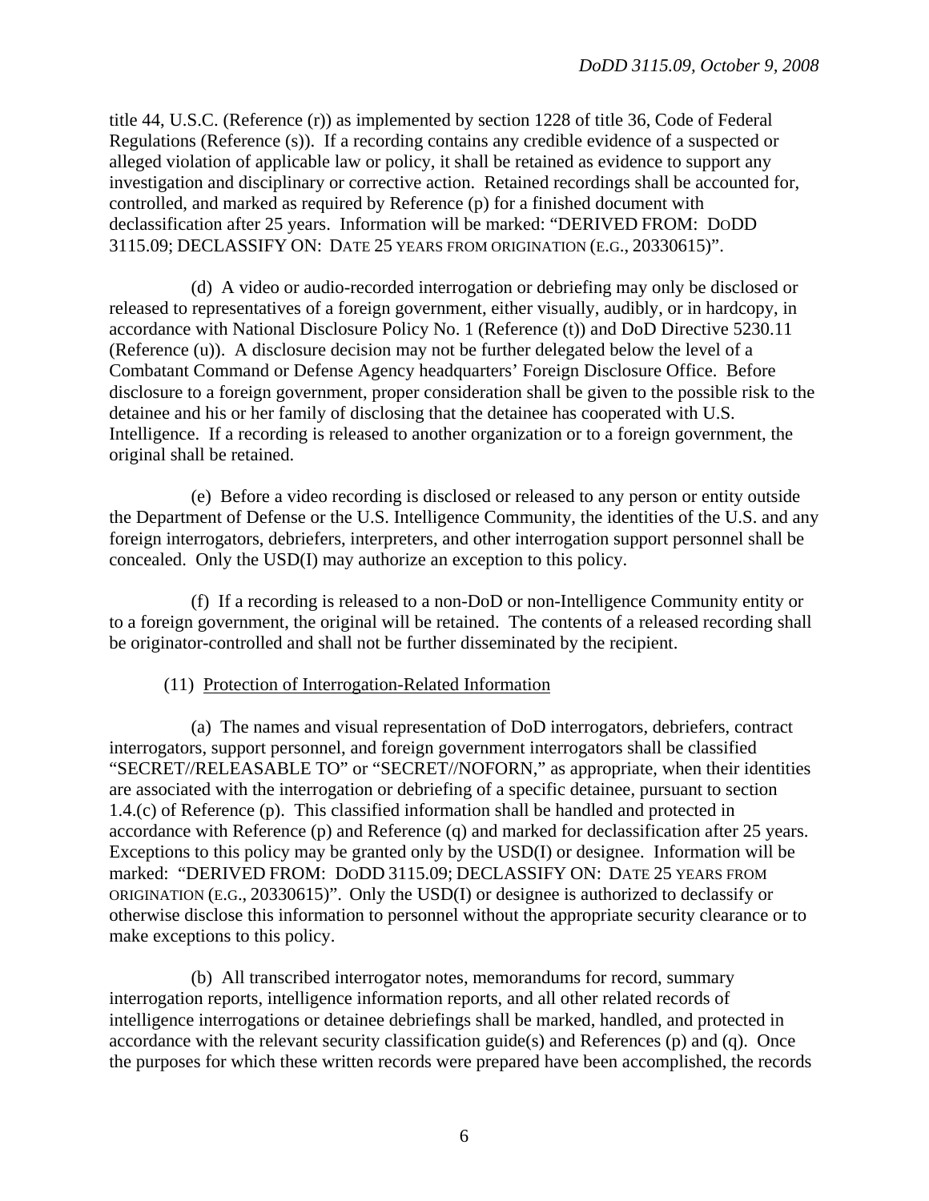title 44, U.S.C. (Reference (r)) as implemented by section 1228 of title 36, Code of Federal Regulations (Reference (s)). If a recording contains any credible evidence of a suspected or alleged violation of applicable law or policy, it shall be retained as evidence to support any investigation and disciplinary or corrective action. Retained recordings shall be accounted for, controlled, and marked as required by Reference (p) for a finished document with declassification after 25 years. Information will be marked: "DERIVED FROM: DODD 3115.09; DECLASSIFY ON: DATE 25 YEARS FROM ORIGINATION (E.G., 20330615)".

(d) A video or audio-recorded interrogation or debriefing may only be disclosed or released to representatives of a foreign government, either visually, audibly, or in hardcopy, in accordance with National Disclosure Policy No. 1 (Reference (t)) and DoD Directive 5230.11 (Reference (u)). A disclosure decision may not be further delegated below the level of a Combatant Command or Defense Agency headquarters' Foreign Disclosure Office. Before disclosure to a foreign government, proper consideration shall be given to the possible risk to the detainee and his or her family of disclosing that the detainee has cooperated with U.S. Intelligence. If a recording is released to another organization or to a foreign government, the original shall be retained.

(e) Before a video recording is disclosed or released to any person or entity outside the Department of Defense or the U.S. Intelligence Community, the identities of the U.S. and any foreign interrogators, debriefers, interpreters, and other interrogation support personnel shall be concealed. Only the USD(I) may authorize an exception to this policy.

(f) If a recording is released to a non-DoD or non-Intelligence Community entity or to a foreign government, the original will be retained. The contents of a released recording shall be originator-controlled and shall not be further disseminated by the recipient.

(11) Protection of Interrogation-Related Information

(a) The names and visual representation of DoD interrogators, debriefers, contract interrogators, support personnel, and foreign government interrogators shall be classified "SECRET//RELEASABLE TO" or "SECRET//NOFORN," as appropriate, when their identities are associated with the interrogation or debriefing of a specific detainee, pursuant to section 1.4.(c) of Reference (p). This classified information shall be handled and protected in accordance with Reference (p) and Reference (q) and marked for declassification after 25 years. Exceptions to this policy may be granted only by the USD(I) or designee. Information will be marked: "DERIVED FROM: DODD 3115.09; DECLASSIFY ON: DATE 25 YEARS FROM ORIGINATION (E.G., 20330615)". Only the USD(I) or designee is authorized to declassify or otherwise disclose this information to personnel without the appropriate security clearance or to make exceptions to this policy.

(b) All transcribed interrogator notes, memorandums for record, summary interrogation reports, intelligence information reports, and all other related records of intelligence interrogations or detainee debriefings shall be marked, handled, and protected in accordance with the relevant security classification guide(s) and References (p) and (q). Once the purposes for which these written records were prepared have been accomplished, the records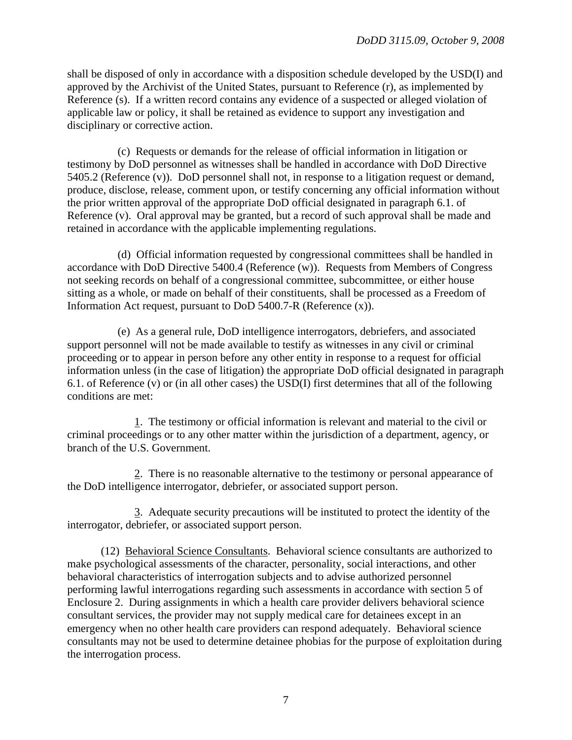shall be disposed of only in accordance with a disposition schedule developed by the USD(I) and approved by the Archivist of the United States, pursuant to Reference (r), as implemented by Reference (s). If a written record contains any evidence of a suspected or alleged violation of applicable law or policy, it shall be retained as evidence to support any investigation and disciplinary or corrective action.

(c) Requests or demands for the release of official information in litigation or testimony by DoD personnel as witnesses shall be handled in accordance with DoD Directive 5405.2 (Reference (v)). DoD personnel shall not, in response to a litigation request or demand, produce, disclose, release, comment upon, or testify concerning any official information without the prior written approval of the appropriate DoD official designated in paragraph 6.1. of Reference (v). Oral approval may be granted, but a record of such approval shall be made and retained in accordance with the applicable implementing regulations.

(d) Official information requested by congressional committees shall be handled in accordance with DoD Directive 5400.4 (Reference (w)). Requests from Members of Congress not seeking records on behalf of a congressional committee, subcommittee, or either house sitting as a whole, or made on behalf of their constituents, shall be processed as a Freedom of Information Act request, pursuant to DoD 5400.7-R (Reference (x)).

(e) As a general rule, DoD intelligence interrogators, debriefers, and associated support personnel will not be made available to testify as witnesses in any civil or criminal proceeding or to appear in person before any other entity in response to a request for official information unless (in the case of litigation) the appropriate DoD official designated in paragraph 6.1. of Reference (v) or (in all other cases) the USD(I) first determines that all of the following conditions are met:

1. The testimony or official information is relevant and material to the civil or criminal proceedings or to any other matter within the jurisdiction of a department, agency, or branch of the U.S. Government.

2. There is no reasonable alternative to the testimony or personal appearance of the DoD intelligence interrogator, debriefer, or associated support person.

3. Adequate security precautions will be instituted to protect the identity of the interrogator, debriefer, or associated support person.

(12) Behavioral Science Consultants. Behavioral science consultants are authorized to make psychological assessments of the character, personality, social interactions, and other behavioral characteristics of interrogation subjects and to advise authorized personnel performing lawful interrogations regarding such assessments in accordance with section 5 of Enclosure 2. During assignments in which a health care provider delivers behavioral science consultant services, the provider may not supply medical care for detainees except in an emergency when no other health care providers can respond adequately. Behavioral science consultants may not be used to determine detainee phobias for the purpose of exploitation during the interrogation process.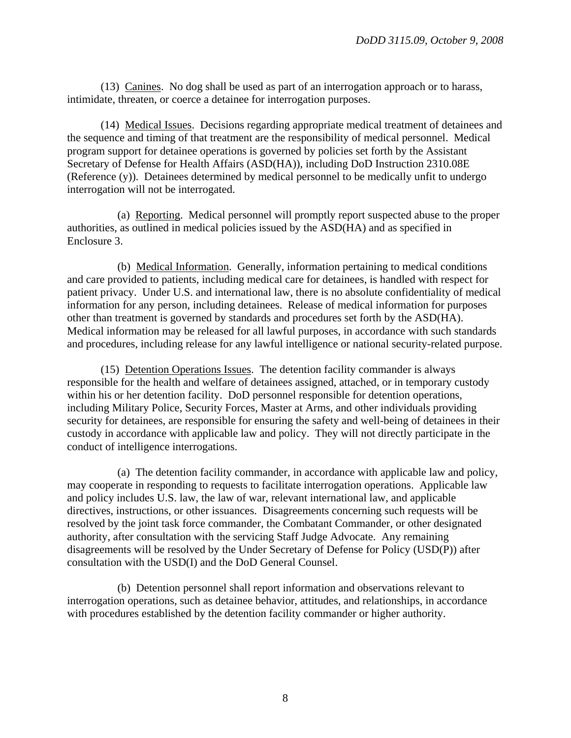(13) Canines. No dog shall be used as part of an interrogation approach or to harass, intimidate, threaten, or coerce a detainee for interrogation purposes.

(14) Medical Issues. Decisions regarding appropriate medical treatment of detainees and the sequence and timing of that treatment are the responsibility of medical personnel. Medical program support for detainee operations is governed by policies set forth by the Assistant Secretary of Defense for Health Affairs (ASD(HA)), including DoD Instruction 2310.08E (Reference (y)). Detainees determined by medical personnel to be medically unfit to undergo interrogation will not be interrogated.

(a) Reporting. Medical personnel will promptly report suspected abuse to the proper authorities, as outlined in medical policies issued by the ASD(HA) and as specified in Enclosure 3.

(b) Medical Information. Generally, information pertaining to medical conditions and care provided to patients, including medical care for detainees, is handled with respect for patient privacy. Under U.S. and international law, there is no absolute confidentiality of medical information for any person, including detainees. Release of medical information for purposes other than treatment is governed by standards and procedures set forth by the ASD(HA). Medical information may be released for all lawful purposes, in accordance with such standards and procedures, including release for any lawful intelligence or national security-related purpose.

(15) Detention Operations Issues. The detention facility commander is always responsible for the health and welfare of detainees assigned, attached, or in temporary custody within his or her detention facility. DoD personnel responsible for detention operations, including Military Police, Security Forces, Master at Arms, and other individuals providing security for detainees, are responsible for ensuring the safety and well-being of detainees in their custody in accordance with applicable law and policy. They will not directly participate in the conduct of intelligence interrogations.

(a) The detention facility commander, in accordance with applicable law and policy, may cooperate in responding to requests to facilitate interrogation operations. Applicable law and policy includes U.S. law, the law of war, relevant international law, and applicable directives, instructions, or other issuances. Disagreements concerning such requests will be resolved by the joint task force commander, the Combatant Commander, or other designated authority, after consultation with the servicing Staff Judge Advocate. Any remaining disagreements will be resolved by the Under Secretary of Defense for Policy (USD(P)) after consultation with the USD(I) and the DoD General Counsel.

(b) Detention personnel shall report information and observations relevant to interrogation operations, such as detainee behavior, attitudes, and relationships, in accordance with procedures established by the detention facility commander or higher authority.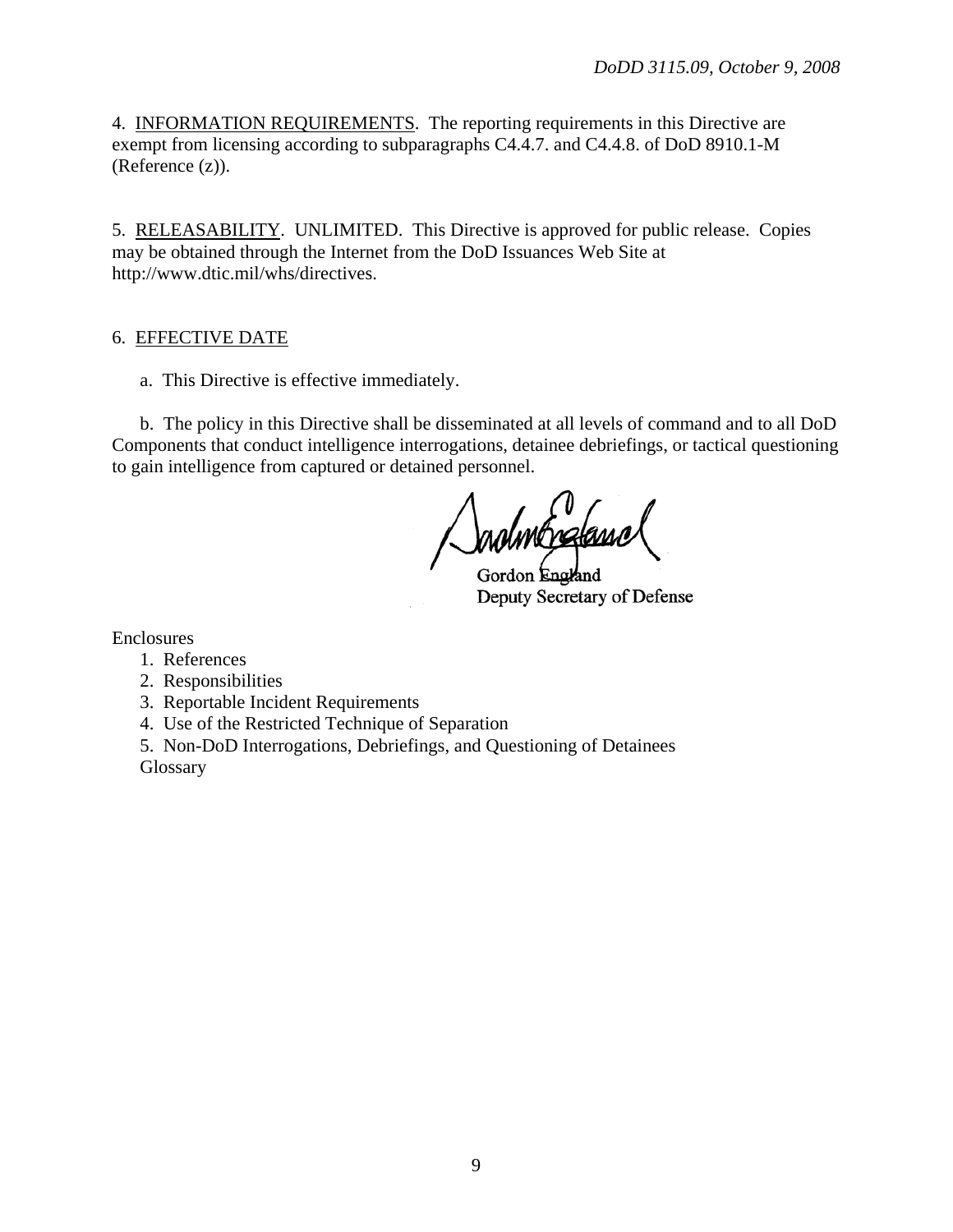4. <u>INFORMATION REQUIREMENTS</u>. The reporting requirements in this Directive are exempt from licensing according to subparagraphs C4.4.7. and C4.4.8. of DoD 8910.1-M (Reference (z)).

5. <u>RELEASABILITY</u>. UNLIMITED. This Directive is approved for public release. Copies may be obtained through the Internet from the DoD Issuances Web Site at http://www.dtic.mil/whs/directives.

6. <u>EFFECTIVE DATE</u>

a. This Directive is effective immediately.

b. The policy in this Directive shall be disseminated at all levels of command and to all DoD Components that conduct intelligence interrogations, detainee debriefings, or tactical questioning to gain intelligence from captured or detained personnel.

Gordon England
Deputy Secretary of Defense

Enclosures

1. References
2. Responsibilities
3. Reportable Incident Requirements
4. Use of the Restricted Technique of Separation
5. Non-DoD Interrogations, Debriefings, and Questioning of Detainees

Glossary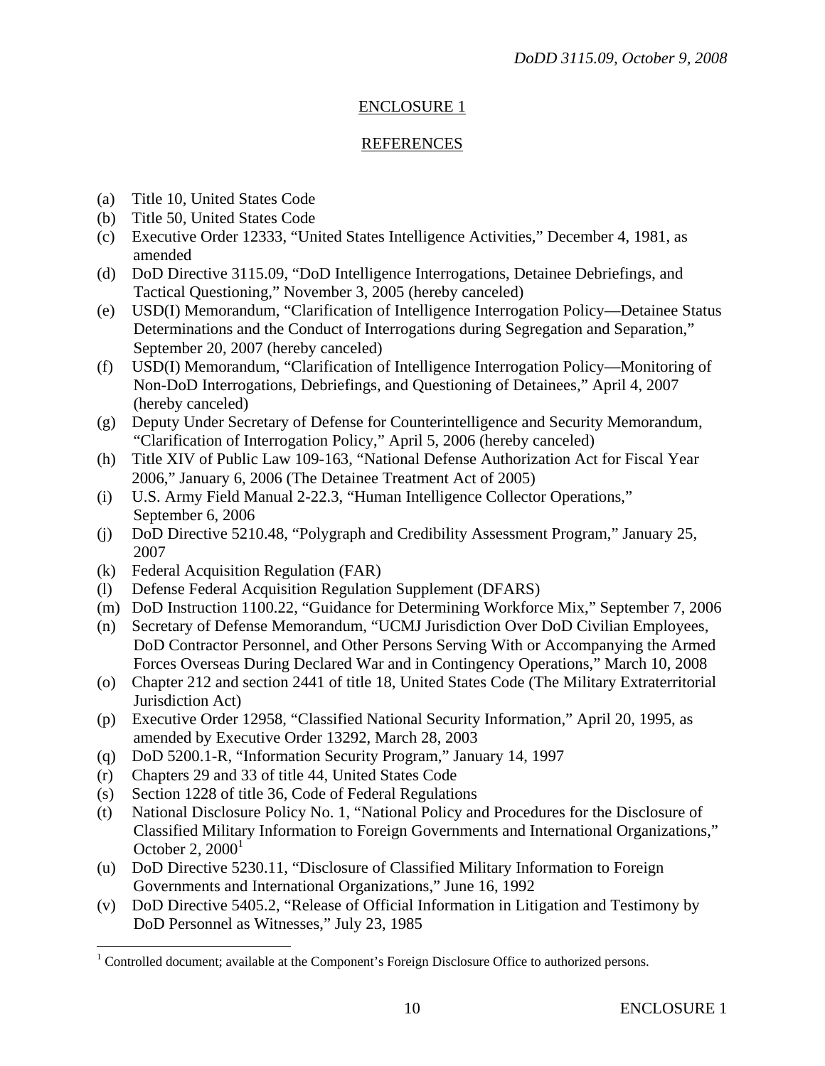## ENCLOSURE 1

## REFERENCES

(a) Title 10, United States Code
(b) Title 50, United States Code
(c) Executive Order 12333, "United States Intelligence Activities," December 4, 1981, as amended
(d) DoD Directive 3115.09, "DoD Intelligence Interrogations, Detainee Debriefings, and Tactical Questioning," November 3, 2005 (hereby canceled)
(e) USD(I) Memorandum, "Clarification of Intelligence Interrogation Policy—Detainee Status Determinations and the Conduct of Interrogations during Segregation and Separation," September 20, 2007 (hereby canceled)
(f) USD(I) Memorandum, "Clarification of Intelligence Interrogation Policy—Monitoring of Non-DoD Interrogations, Debriefings, and Questioning of Detainees," April 4, 2007 (hereby canceled)
(g) Deputy Under Secretary of Defense for Counterintelligence and Security Memorandum, "Clarification of Interrogation Policy," April 5, 2006 (hereby canceled)
(h) Title XIV of Public Law 109-163, "National Defense Authorization Act for Fiscal Year 2006," January 6, 2006 (The Detainee Treatment Act of 2005)
(i) U.S. Army Field Manual 2-22.3, "Human Intelligence Collector Operations," September 6, 2006
(j) DoD Directive 5210.48, "Polygraph and Credibility Assessment Program," January 25, 2007
(k) Federal Acquisition Regulation (FAR)
(l) Defense Federal Acquisition Regulation Supplement (DFARS)
(m) DoD Instruction 1100.22, "Guidance for Determining Workforce Mix," September 7, 2006
(n) Secretary of Defense Memorandum, "UCMJ Jurisdiction Over DoD Civilian Employees, DoD Contractor Personnel, and Other Persons Serving With or Accompanying the Armed Forces Overseas During Declared War and in Contingency Operations," March 10, 2008
(o) Chapter 212 and section 2441 of title 18, United States Code (The Military Extraterritorial Jurisdiction Act)
(p) Executive Order 12958, "Classified National Security Information," April 20, 1995, as amended by Executive Order 13292, March 28, 2003
(q) DoD 5200.1-R, "Information Security Program," January 14, 1997
(r) Chapters 29 and 33 of title 44, United States Code
(s) Section 1228 of title 36, Code of Federal Regulations
(t) National Disclosure Policy No. 1, "National Policy and Procedures for the Disclosure of Classified Military Information to Foreign Governments and International Organizations," October 2, 2000[1]
(u) DoD Directive 5230.11, "Disclosure of Classified Military Information to Foreign Governments and International Organizations," June 16, 1992
(v) DoD Directive 5405.2, "Release of Official Information in Litigation and Testimony by DoD Personnel as Witnesses," July 23, 1985

[1] Controlled document; available at the Component's Foreign Disclosure Office to authorized persons.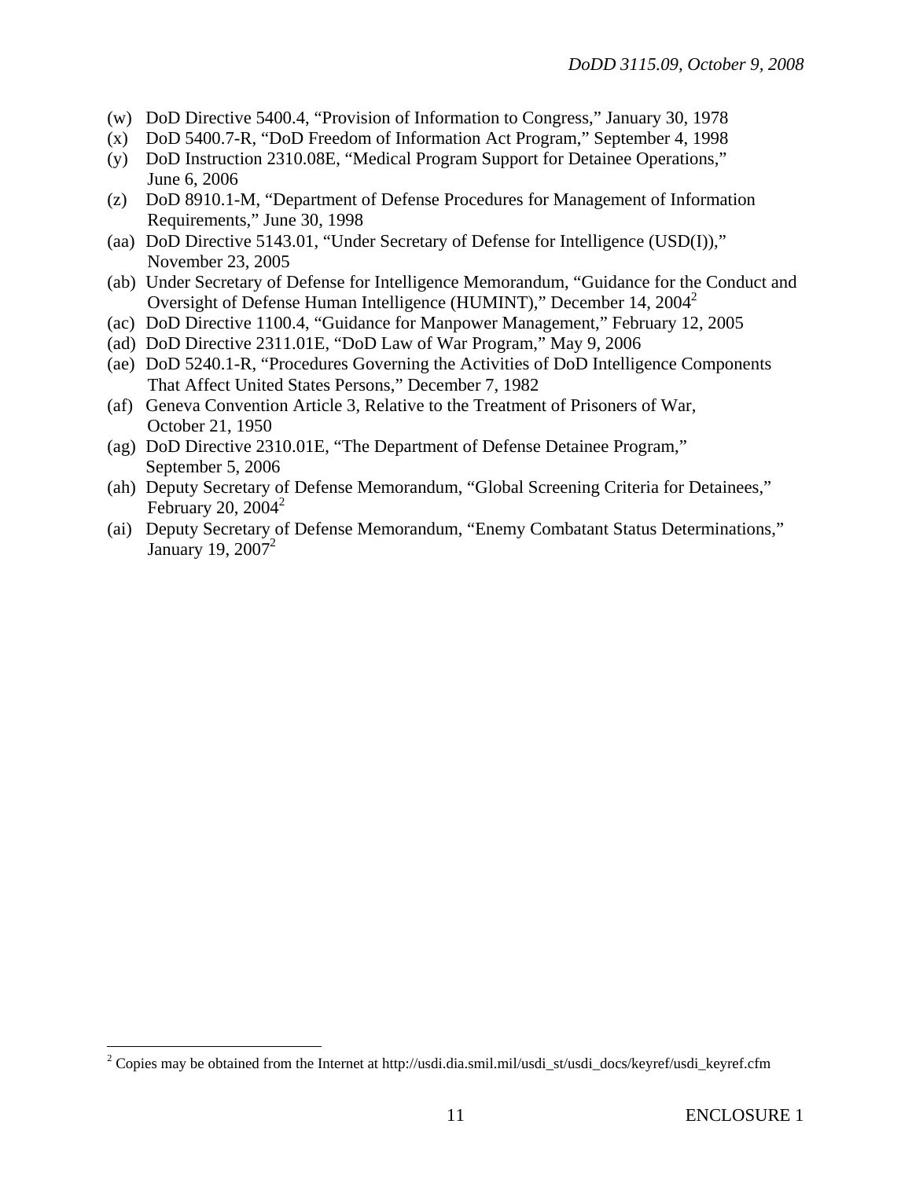(w) DoD Directive 5400.4, "Provision of Information to Congress," January 30, 1978

(x) DoD 5400.7-R, "DoD Freedom of Information Act Program," September 4, 1998

(y) DoD Instruction 2310.08E, "Medical Program Support for Detainee Operations," June 6, 2006

(z) DoD 8910.1-M, "Department of Defense Procedures for Management of Information Requirements," June 30, 1998

(aa) DoD Directive 5143.01, "Under Secretary of Defense for Intelligence (USD(I))," November 23, 2005

(ab) Under Secretary of Defense for Intelligence Memorandum, "Guidance for the Conduct and Oversight of Defense Human Intelligence (HUMINT)," December 14, 2004[2]

(ac) DoD Directive 1100.4, "Guidance for Manpower Management," February 12, 2005

(ad) DoD Directive 2311.01E, "DoD Law of War Program," May 9, 2006

(ae) DoD 5240.1-R, "Procedures Governing the Activities of DoD Intelligence Components That Affect United States Persons," December 7, 1982

(af) Geneva Convention Article 3, Relative to the Treatment of Prisoners of War, October 21, 1950

(ag) DoD Directive 2310.01E, "The Department of Defense Detainee Program," September 5, 2006

(ah) Deputy Secretary of Defense Memorandum, "Global Screening Criteria for Detainees," February 20, 2004[2]

(ai) Deputy Secretary of Defense Memorandum, "Enemy Combatant Status Determinations," January 19, 2007[2]

---

[2] Copies may be obtained from the Internet at http://usdi.dia.smil.mil/usdi_st/usdi_docs/keyref/usdi_keyref.cfm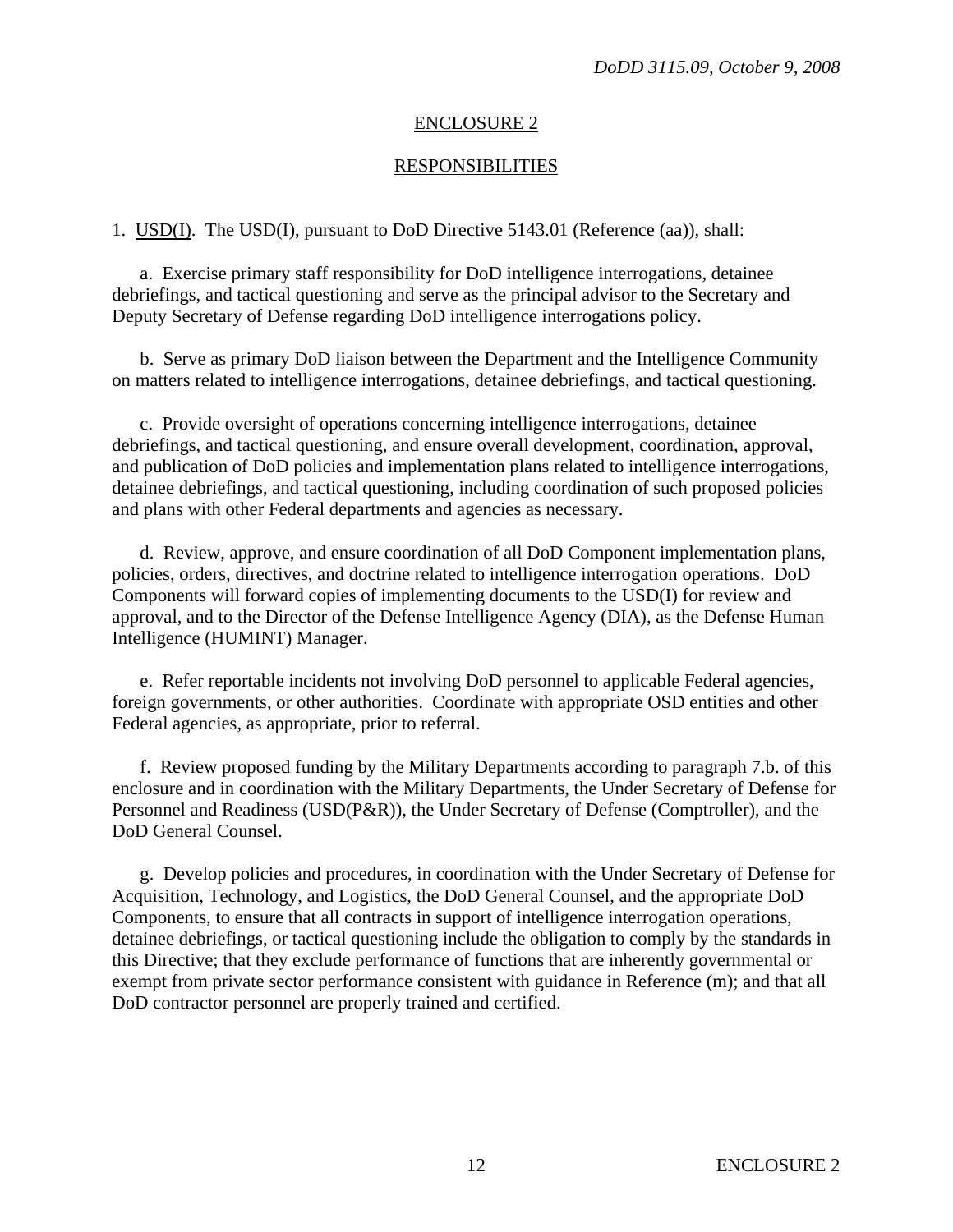## ENCLOSURE 2

## RESPONSIBILITIES

1. USD(I). The USD(I), pursuant to DoD Directive 5143.01 (Reference (aa)), shall:

a. Exercise primary staff responsibility for DoD intelligence interrogations, detainee debriefings, and tactical questioning and serve as the principal advisor to the Secretary and Deputy Secretary of Defense regarding DoD intelligence interrogations policy.

b. Serve as primary DoD liaison between the Department and the Intelligence Community on matters related to intelligence interrogations, detainee debriefings, and tactical questioning.

c. Provide oversight of operations concerning intelligence interrogations, detainee debriefings, and tactical questioning, and ensure overall development, coordination, approval, and publication of DoD policies and implementation plans related to intelligence interrogations, detainee debriefings, and tactical questioning, including coordination of such proposed policies and plans with other Federal departments and agencies as necessary.

d. Review, approve, and ensure coordination of all DoD Component implementation plans, policies, orders, directives, and doctrine related to intelligence interrogation operations. DoD Components will forward copies of implementing documents to the USD(I) for review and approval, and to the Director of the Defense Intelligence Agency (DIA), as the Defense Human Intelligence (HUMINT) Manager.

e. Refer reportable incidents not involving DoD personnel to applicable Federal agencies, foreign governments, or other authorities. Coordinate with appropriate OSD entities and other Federal agencies, as appropriate, prior to referral.

f. Review proposed funding by the Military Departments according to paragraph 7.b. of this enclosure and in coordination with the Military Departments, the Under Secretary of Defense for Personnel and Readiness (USD(P&R)), the Under Secretary of Defense (Comptroller), and the DoD General Counsel.

g. Develop policies and procedures, in coordination with the Under Secretary of Defense for Acquisition, Technology, and Logistics, the DoD General Counsel, and the appropriate DoD Components, to ensure that all contracts in support of intelligence interrogation operations, detainee debriefings, or tactical questioning include the obligation to comply by the standards in this Directive; that they exclude performance of functions that are inherently governmental or exempt from private sector performance consistent with guidance in Reference (m); and that all DoD contractor personnel are properly trained and certified.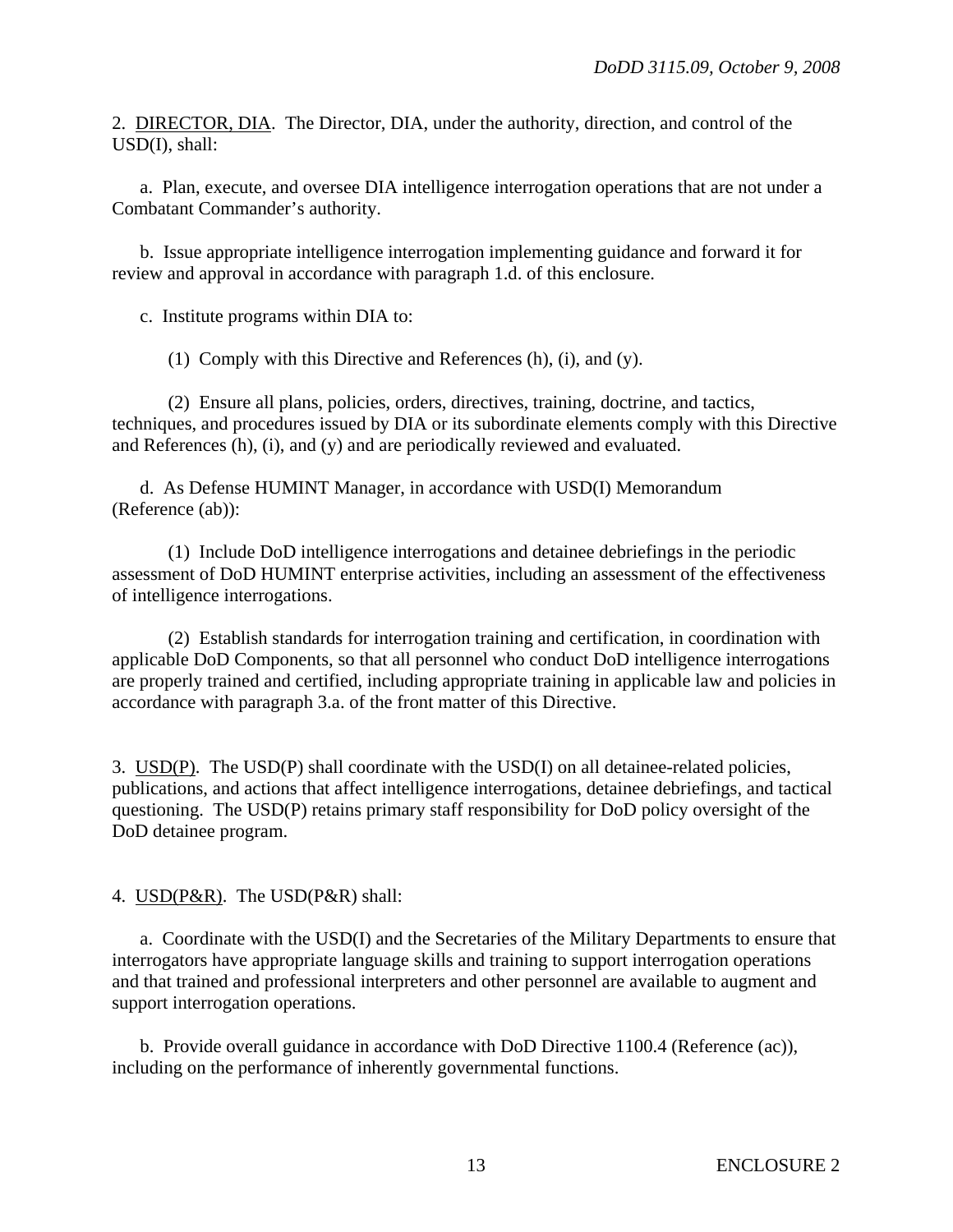2. <u>DIRECTOR, DIA</u>. The Director, DIA, under the authority, direction, and control of the USD(I), shall:

a. Plan, execute, and oversee DIA intelligence interrogation operations that are not under a Combatant Commander's authority.

b. Issue appropriate intelligence interrogation implementing guidance and forward it for review and approval in accordance with paragraph 1.d. of this enclosure.

c. Institute programs within DIA to:

(1) Comply with this Directive and References (h), (i), and (y).

(2) Ensure all plans, policies, orders, directives, training, doctrine, and tactics, techniques, and procedures issued by DIA or its subordinate elements comply with this Directive and References (h), (i), and (y) and are periodically reviewed and evaluated.

d. As Defense HUMINT Manager, in accordance with USD(I) Memorandum (Reference (ab)):

(1) Include DoD intelligence interrogations and detainee debriefings in the periodic assessment of DoD HUMINT enterprise activities, including an assessment of the effectiveness of intelligence interrogations.

(2) Establish standards for interrogation training and certification, in coordination with applicable DoD Components, so that all personnel who conduct DoD intelligence interrogations are properly trained and certified, including appropriate training in applicable law and policies in accordance with paragraph 3.a. of the front matter of this Directive.

3. <u>USD(P)</u>. The USD(P) shall coordinate with the USD(I) on all detainee-related policies, publications, and actions that affect intelligence interrogations, detainee debriefings, and tactical questioning. The USD(P) retains primary staff responsibility for DoD policy oversight of the DoD detainee program.

4. <u>USD(P&R)</u>. The USD(P&R) shall:

a. Coordinate with the USD(I) and the Secretaries of the Military Departments to ensure that interrogators have appropriate language skills and training to support interrogation operations and that trained and professional interpreters and other personnel are available to augment and support interrogation operations.

b. Provide overall guidance in accordance with DoD Directive 1100.4 (Reference (ac)), including on the performance of inherently governmental functions.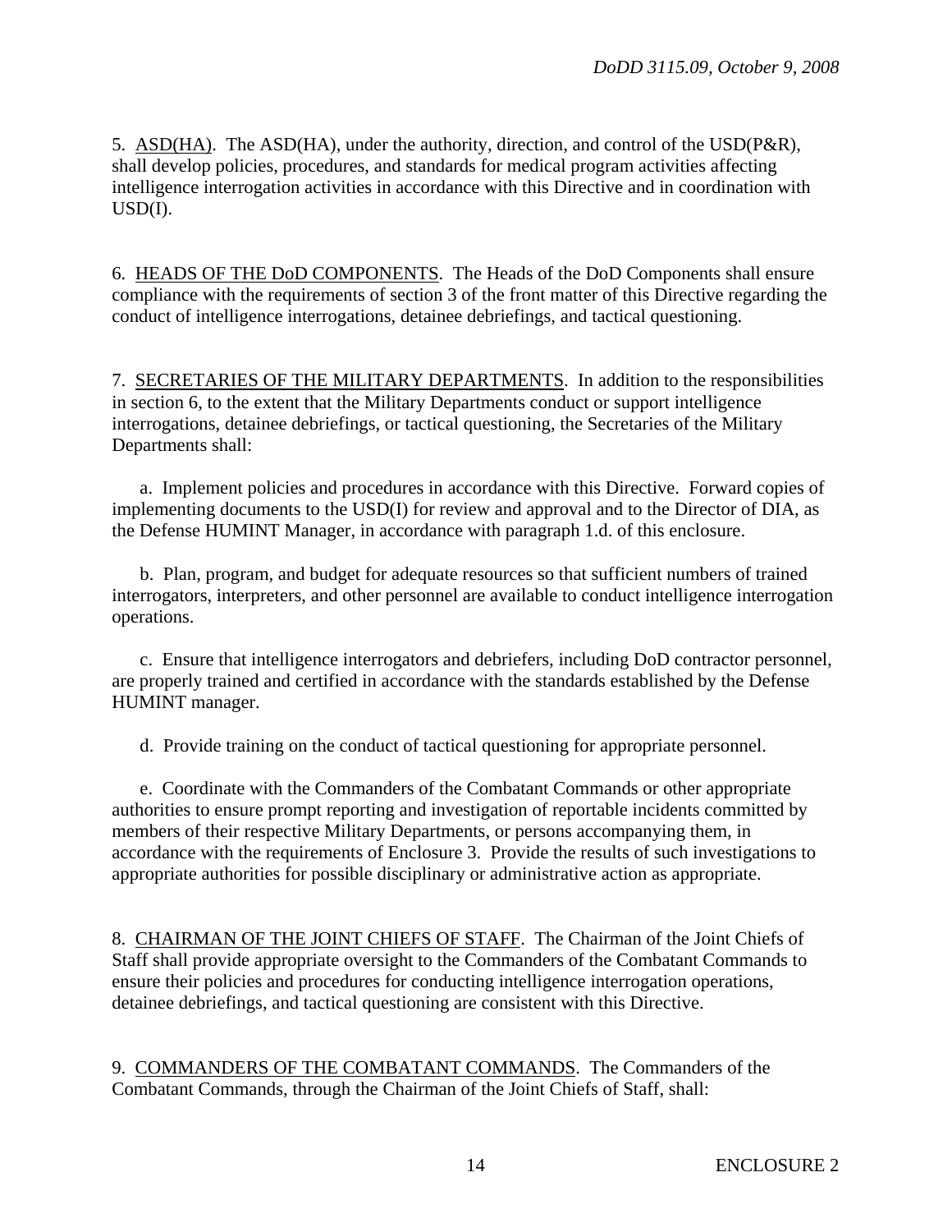5. ASD(HA). The ASD(HA), under the authority, direction, and control of the USD(P&R), shall develop policies, procedures, and standards for medical program activities affecting intelligence interrogation activities in accordance with this Directive and in coordination with USD(I).

6. HEADS OF THE DoD COMPONENTS. The Heads of the DoD Components shall ensure compliance with the requirements of section 3 of the front matter of this Directive regarding the conduct of intelligence interrogations, detainee debriefings, and tactical questioning.

7. SECRETARIES OF THE MILITARY DEPARTMENTS. In addition to the responsibilities in section 6, to the extent that the Military Departments conduct or support intelligence interrogations, detainee debriefings, or tactical questioning, the Secretaries of the Military Departments shall:

a. Implement policies and procedures in accordance with this Directive. Forward copies of implementing documents to the USD(I) for review and approval and to the Director of DIA, as the Defense HUMINT Manager, in accordance with paragraph 1.d. of this enclosure.

b. Plan, program, and budget for adequate resources so that sufficient numbers of trained interrogators, interpreters, and other personnel are available to conduct intelligence interrogation operations.

c. Ensure that intelligence interrogators and debriefers, including DoD contractor personnel, are properly trained and certified in accordance with the standards established by the Defense HUMINT manager.

d. Provide training on the conduct of tactical questioning for appropriate personnel.

e. Coordinate with the Commanders of the Combatant Commands or other appropriate authorities to ensure prompt reporting and investigation of reportable incidents committed by members of their respective Military Departments, or persons accompanying them, in accordance with the requirements of Enclosure 3. Provide the results of such investigations to appropriate authorities for possible disciplinary or administrative action as appropriate.

8. CHAIRMAN OF THE JOINT CHIEFS OF STAFF. The Chairman of the Joint Chiefs of Staff shall provide appropriate oversight to the Commanders of the Combatant Commands to ensure their policies and procedures for conducting intelligence interrogation operations, detainee debriefings, and tactical questioning are consistent with this Directive.

9. COMMANDERS OF THE COMBATANT COMMANDS. The Commanders of the Combatant Commands, through the Chairman of the Joint Chiefs of Staff, shall: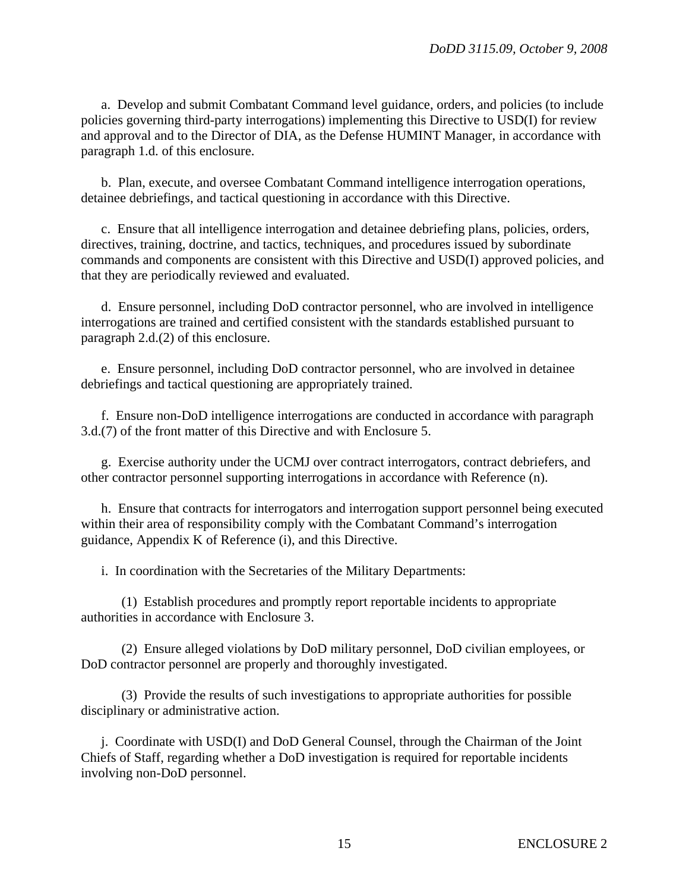a. Develop and submit Combatant Command level guidance, orders, and policies (to include policies governing third-party interrogations) implementing this Directive to USD(I) for review and approval and to the Director of DIA, as the Defense HUMINT Manager, in accordance with paragraph 1.d. of this enclosure.

b. Plan, execute, and oversee Combatant Command intelligence interrogation operations, detainee debriefings, and tactical questioning in accordance with this Directive.

c. Ensure that all intelligence interrogation and detainee debriefing plans, policies, orders, directives, training, doctrine, and tactics, techniques, and procedures issued by subordinate commands and components are consistent with this Directive and USD(I) approved policies, and that they are periodically reviewed and evaluated.

d. Ensure personnel, including DoD contractor personnel, who are involved in intelligence interrogations are trained and certified consistent with the standards established pursuant to paragraph 2.d.(2) of this enclosure.

e. Ensure personnel, including DoD contractor personnel, who are involved in detainee debriefings and tactical questioning are appropriately trained.

f. Ensure non-DoD intelligence interrogations are conducted in accordance with paragraph 3.d.(7) of the front matter of this Directive and with Enclosure 5.

g. Exercise authority under the UCMJ over contract interrogators, contract debriefers, and other contractor personnel supporting interrogations in accordance with Reference (n).

h. Ensure that contracts for interrogators and interrogation support personnel being executed within their area of responsibility comply with the Combatant Command's interrogation guidance, Appendix K of Reference (i), and this Directive.

i. In coordination with the Secretaries of the Military Departments:

(1) Establish procedures and promptly report reportable incidents to appropriate authorities in accordance with Enclosure 3.

(2) Ensure alleged violations by DoD military personnel, DoD civilian employees, or DoD contractor personnel are properly and thoroughly investigated.

(3) Provide the results of such investigations to appropriate authorities for possible disciplinary or administrative action.

j. Coordinate with USD(I) and DoD General Counsel, through the Chairman of the Joint Chiefs of Staff, regarding whether a DoD investigation is required for reportable incidents involving non-DoD personnel.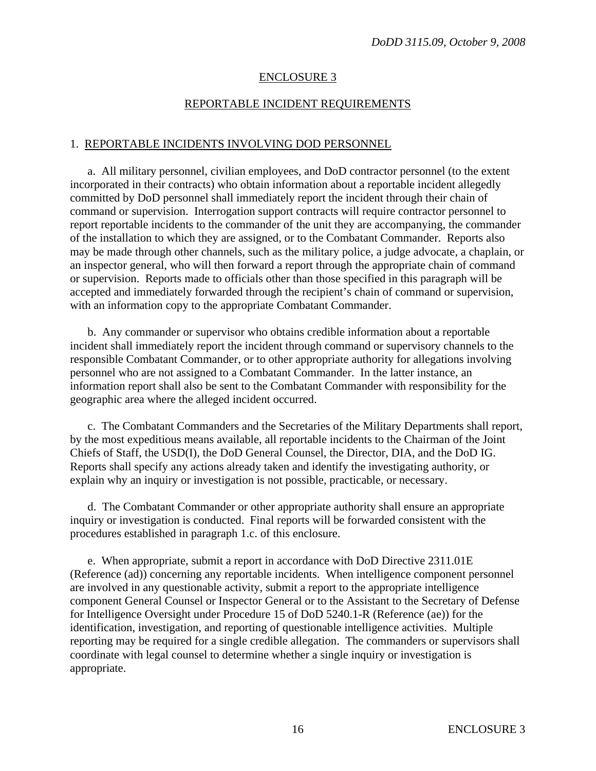## ENCLOSURE 3

## REPORTABLE INCIDENT REQUIREMENTS

### 1. REPORTABLE INCIDENTS INVOLVING DOD PERSONNEL

a. All military personnel, civilian employees, and DoD contractor personnel (to the extent incorporated in their contracts) who obtain information about a reportable incident allegedly committed by DoD personnel shall immediately report the incident through their chain of command or supervision. Interrogation support contracts will require contractor personnel to report reportable incidents to the commander of the unit they are accompanying, the commander of the installation to which they are assigned, or to the Combatant Commander. Reports also may be made through other channels, such as the military police, a judge advocate, a chaplain, or an inspector general, who will then forward a report through the appropriate chain of command or supervision. Reports made to officials other than those specified in this paragraph will be accepted and immediately forwarded through the recipient's chain of command or supervision, with an information copy to the appropriate Combatant Commander.

b. Any commander or supervisor who obtains credible information about a reportable incident shall immediately report the incident through command or supervisory channels to the responsible Combatant Commander, or to other appropriate authority for allegations involving personnel who are not assigned to a Combatant Commander. In the latter instance, an information report shall also be sent to the Combatant Commander with responsibility for the geographic area where the alleged incident occurred.

c. The Combatant Commanders and the Secretaries of the Military Departments shall report, by the most expeditious means available, all reportable incidents to the Chairman of the Joint Chiefs of Staff, the USD(I), the DoD General Counsel, the Director, DIA, and the DoD IG. Reports shall specify any actions already taken and identify the investigating authority, or explain why an inquiry or investigation is not possible, practicable, or necessary.

d. The Combatant Commander or other appropriate authority shall ensure an appropriate inquiry or investigation is conducted. Final reports will be forwarded consistent with the procedures established in paragraph 1.c. of this enclosure.

e. When appropriate, submit a report in accordance with DoD Directive 2311.01E (Reference (ad)) concerning any reportable incidents. When intelligence component personnel are involved in any questionable activity, submit a report to the appropriate intelligence component General Counsel or Inspector General or to the Assistant to the Secretary of Defense for Intelligence Oversight under Procedure 15 of DoD 5240.1-R (Reference (ae)) for the identification, investigation, and reporting of questionable intelligence activities. Multiple reporting may be required for a single credible allegation. The commanders or supervisors shall coordinate with legal counsel to determine whether a single inquiry or investigation is appropriate.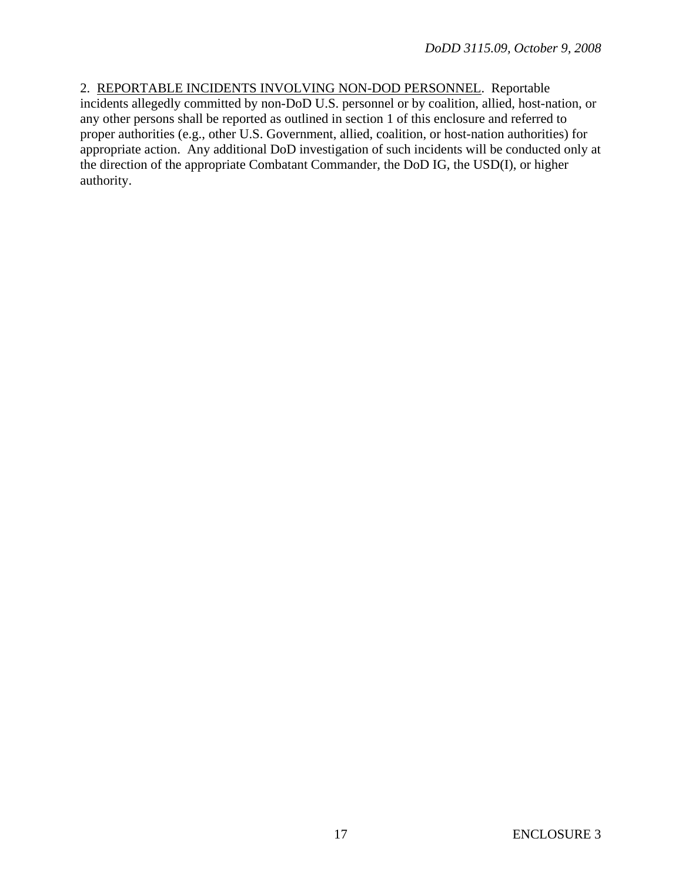2. REPORTABLE INCIDENTS INVOLVING NON-DOD PERSONNEL. Reportable incidents allegedly committed by non-DoD U.S. personnel or by coalition, allied, host-nation, or any other persons shall be reported as outlined in section 1 of this enclosure and referred to proper authorities (e.g., other U.S. Government, allied, coalition, or host-nation authorities) for appropriate action. Any additional DoD investigation of such incidents will be conducted only at the direction of the appropriate Combatant Commander, the DoD IG, the USD(I), or higher authority.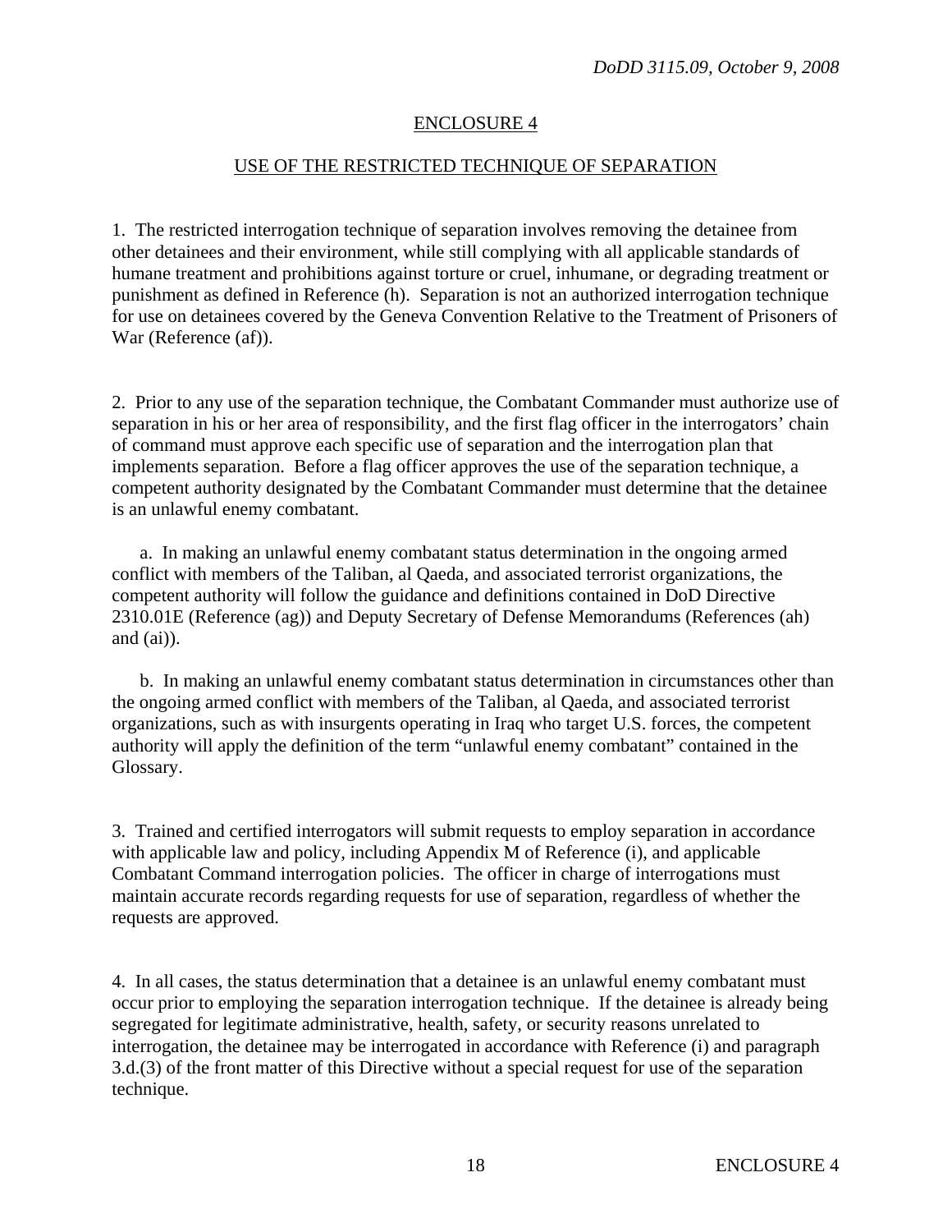## ENCLOSURE 4

## USE OF THE RESTRICTED TECHNIQUE OF SEPARATION

1. The restricted interrogation technique of separation involves removing the detainee from other detainees and their environment, while still complying with all applicable standards of humane treatment and prohibitions against torture or cruel, inhumane, or degrading treatment or punishment as defined in Reference (h). Separation is not an authorized interrogation technique for use on detainees covered by the Geneva Convention Relative to the Treatment of Prisoners of War (Reference (af)).

2. Prior to any use of the separation technique, the Combatant Commander must authorize use of separation in his or her area of responsibility, and the first flag officer in the interrogators' chain of command must approve each specific use of separation and the interrogation plan that implements separation. Before a flag officer approves the use of the separation technique, a competent authority designated by the Combatant Commander must determine that the detainee is an unlawful enemy combatant.

   a. In making an unlawful enemy combatant status determination in the ongoing armed conflict with members of the Taliban, al Qaeda, and associated terrorist organizations, the competent authority will follow the guidance and definitions contained in DoD Directive 2310.01E (Reference (ag)) and Deputy Secretary of Defense Memorandums (References (ah) and (ai)).

   b. In making an unlawful enemy combatant status determination in circumstances other than the ongoing armed conflict with members of the Taliban, al Qaeda, and associated terrorist organizations, such as with insurgents operating in Iraq who target U.S. forces, the competent authority will apply the definition of the term "unlawful enemy combatant" contained in the Glossary.

3. Trained and certified interrogators will submit requests to employ separation in accordance with applicable law and policy, including Appendix M of Reference (i), and applicable Combatant Command interrogation policies. The officer in charge of interrogations must maintain accurate records regarding requests for use of separation, regardless of whether the requests are approved.

4. In all cases, the status determination that a detainee is an unlawful enemy combatant must occur prior to employing the separation interrogation technique. If the detainee is already being segregated for legitimate administrative, health, safety, or security reasons unrelated to interrogation, the detainee may be interrogated in accordance with Reference (i) and paragraph 3.d.(3) of the front matter of this Directive without a special request for use of the separation technique.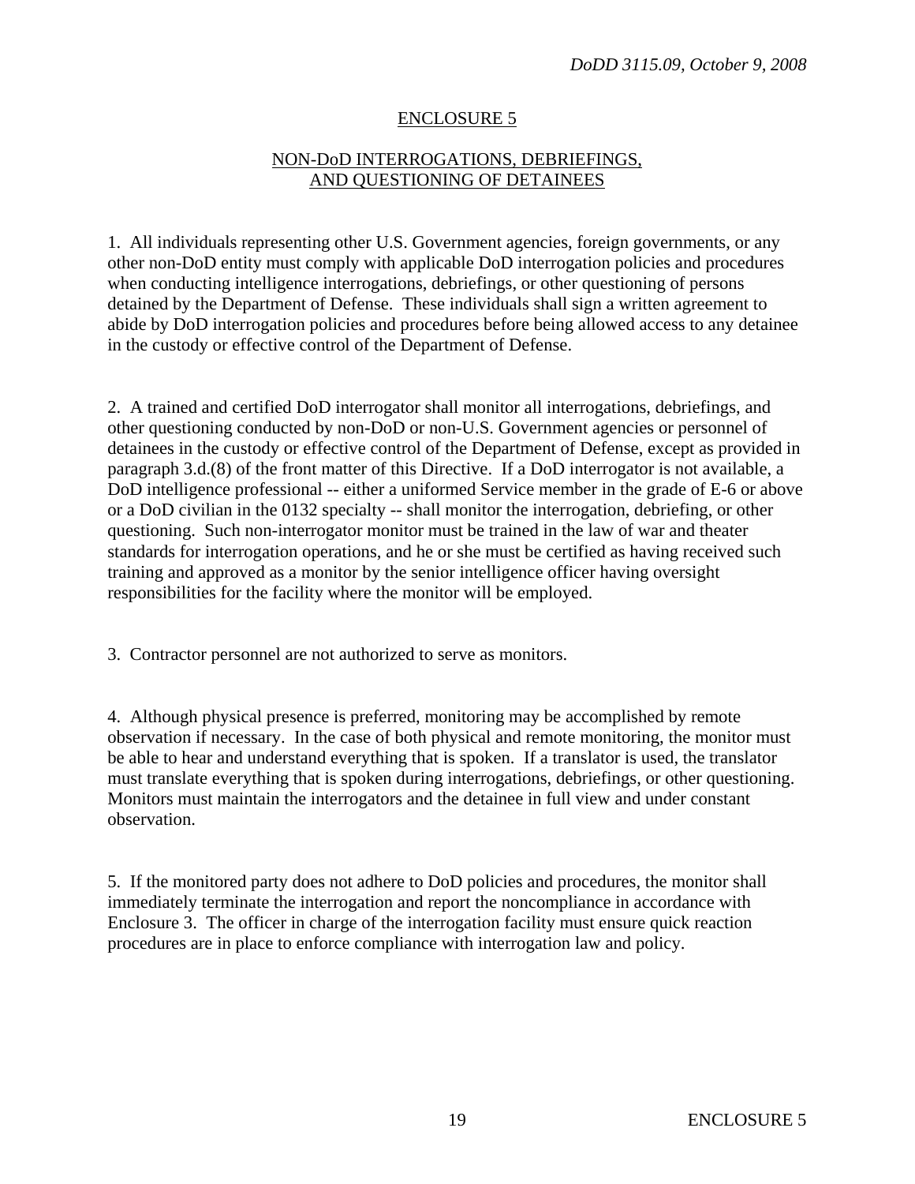# ENCLOSURE 5

## NON-DoD INTERROGATIONS, DEBRIEFINGS, AND QUESTIONING OF DETAINEES

1. All individuals representing other U.S. Government agencies, foreign governments, or any other non-DoD entity must comply with applicable DoD interrogation policies and procedures when conducting intelligence interrogations, debriefings, or other questioning of persons detained by the Department of Defense. These individuals shall sign a written agreement to abide by DoD interrogation policies and procedures before being allowed access to any detainee in the custody or effective control of the Department of Defense.

2. A trained and certified DoD interrogator shall monitor all interrogations, debriefings, and other questioning conducted by non-DoD or non-U.S. Government agencies or personnel of detainees in the custody or effective control of the Department of Defense, except as provided in paragraph 3.d.(8) of the front matter of this Directive. If a DoD interrogator is not available, a DoD intelligence professional -- either a uniformed Service member in the grade of E-6 or above or a DoD civilian in the 0132 specialty -- shall monitor the interrogation, debriefing, or other questioning. Such non-interrogator monitor must be trained in the law of war and theater standards for interrogation operations, and he or she must be certified as having received such training and approved as a monitor by the senior intelligence officer having oversight responsibilities for the facility where the monitor will be employed.

3. Contractor personnel are not authorized to serve as monitors.

4. Although physical presence is preferred, monitoring may be accomplished by remote observation if necessary. In the case of both physical and remote monitoring, the monitor must be able to hear and understand everything that is spoken. If a translator is used, the translator must translate everything that is spoken during interrogations, debriefings, or other questioning. Monitors must maintain the interrogators and the detainee in full view and under constant observation.

5. If the monitored party does not adhere to DoD policies and procedures, the monitor shall immediately terminate the interrogation and report the noncompliance in accordance with Enclosure 3. The officer in charge of the interrogation facility must ensure quick reaction procedures are in place to enforce compliance with interrogation law and policy.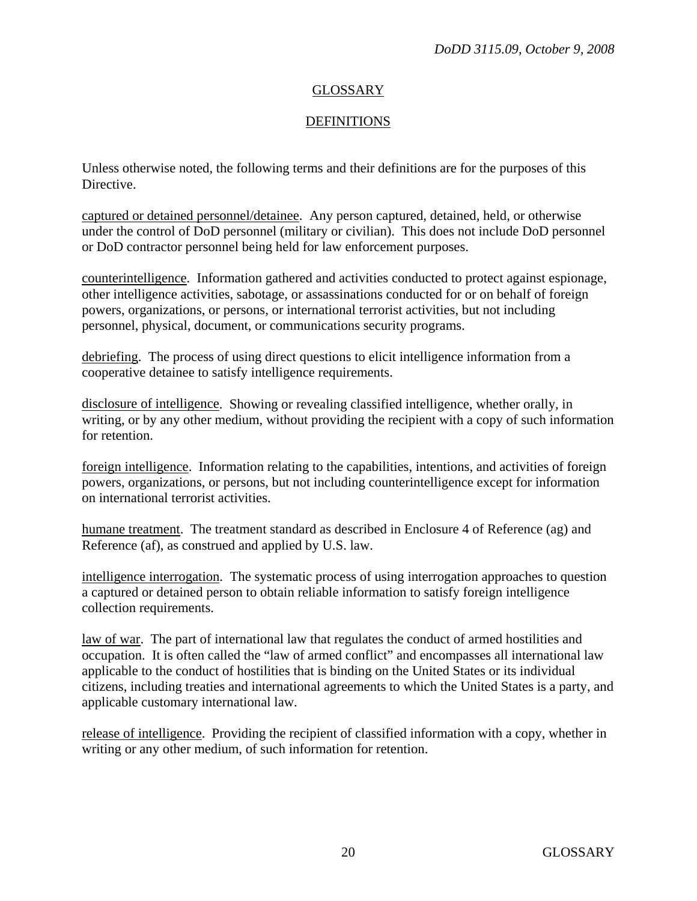# GLOSSARY

## DEFINITIONS

Unless otherwise noted, the following terms and their definitions are for the purposes of this Directive.

captured or detained personnel/detainee. Any person captured, detained, held, or otherwise under the control of DoD personnel (military or civilian). This does not include DoD personnel or DoD contractor personnel being held for law enforcement purposes.

counterintelligence. Information gathered and activities conducted to protect against espionage, other intelligence activities, sabotage, or assassinations conducted for or on behalf of foreign powers, organizations, or persons, or international terrorist activities, but not including personnel, physical, document, or communications security programs.

debriefing. The process of using direct questions to elicit intelligence information from a cooperative detainee to satisfy intelligence requirements.

disclosure of intelligence. Showing or revealing classified intelligence, whether orally, in writing, or by any other medium, without providing the recipient with a copy of such information for retention.

foreign intelligence. Information relating to the capabilities, intentions, and activities of foreign powers, organizations, or persons, but not including counterintelligence except for information on international terrorist activities.

humane treatment. The treatment standard as described in Enclosure 4 of Reference (ag) and Reference (af), as construed and applied by U.S. law.

intelligence interrogation. The systematic process of using interrogation approaches to question a captured or detained person to obtain reliable information to satisfy foreign intelligence collection requirements.

law of war. The part of international law that regulates the conduct of armed hostilities and occupation. It is often called the "law of armed conflict" and encompasses all international law applicable to the conduct of hostilities that is binding on the United States or its individual citizens, including treaties and international agreements to which the United States is a party, and applicable customary international law.

release of intelligence. Providing the recipient of classified information with a copy, whether in writing or any other medium, of such information for retention.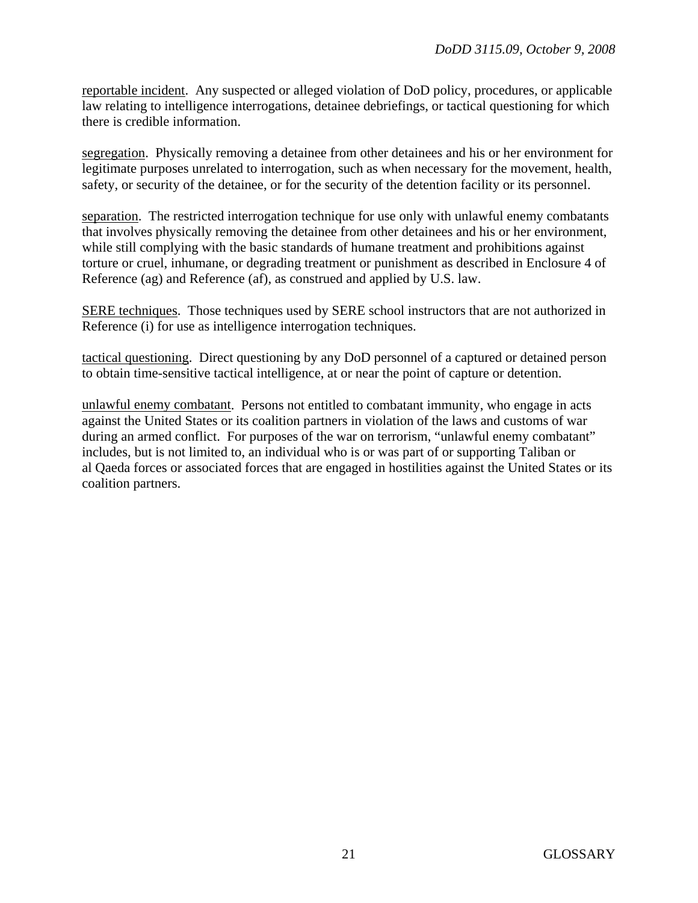<u>reportable incident</u>. Any suspected or alleged violation of DoD policy, procedures, or applicable law relating to intelligence interrogations, detainee debriefings, or tactical questioning for which there is credible information.

<u>segregation</u>. Physically removing a detainee from other detainees and his or her environment for legitimate purposes unrelated to interrogation, such as when necessary for the movement, health, safety, or security of the detainee, or for the security of the detention facility or its personnel.

<u>separation</u>. The restricted interrogation technique for use only with unlawful enemy combatants that involves physically removing the detainee from other detainees and his or her environment, while still complying with the basic standards of humane treatment and prohibitions against torture or cruel, inhumane, or degrading treatment or punishment as described in Enclosure 4 of Reference (ag) and Reference (af), as construed and applied by U.S. law.

<u>SERE techniques</u>. Those techniques used by SERE school instructors that are not authorized in Reference (i) for use as intelligence interrogation techniques.

<u>tactical questioning</u>. Direct questioning by any DoD personnel of a captured or detained person to obtain time-sensitive tactical intelligence, at or near the point of capture or detention.

<u>unlawful enemy combatant</u>. Persons not entitled to combatant immunity, who engage in acts against the United States or its coalition partners in violation of the laws and customs of war during an armed conflict. For purposes of the war on terrorism, "unlawful enemy combatant" includes, but is not limited to, an individual who is or was part of or supporting Taliban or al Qaeda forces or associated forces that are engaged in hostilities against the United States or its coalition partners.